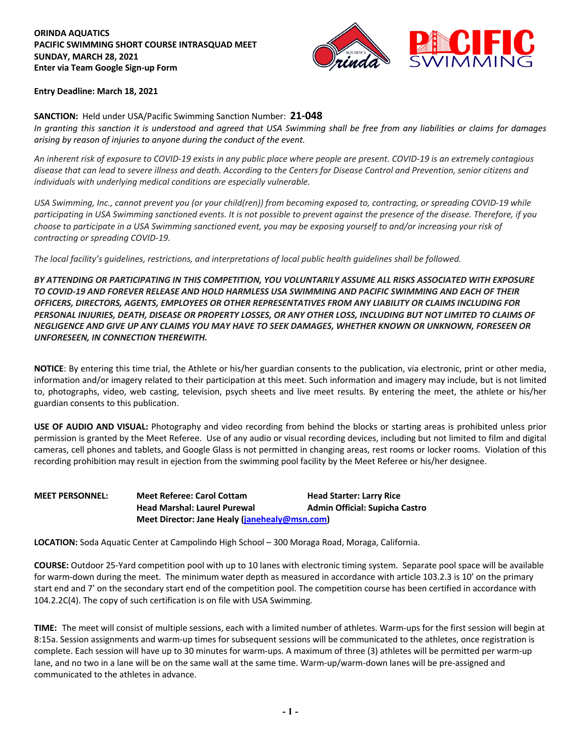**ORINDA AQUATICS**
**PACIFIC SWIMMING SHORT COURSE INTRASQUAD MEET**
**SUNDAY, MARCH 28, 2021**
**Enter via Team Google Sign-up Form**

**Entry Deadline: March 18, 2021**

**SANCTION:** Held under USA/Pacific Swimming Sanction Number: **21-048**

*In granting this sanction it is understood and agreed that USA Swimming shall be free from any liabilities or claims for damages arising by reason of injuries to anyone during the conduct of the event.*

*An inherent risk of exposure to COVID-19 exists in any public place where people are present. COVID-19 is an extremely contagious disease that can lead to severe illness and death. According to the Centers for Disease Control and Prevention, senior citizens and individuals with underlying medical conditions are especially vulnerable.*

*USA Swimming, Inc., cannot prevent you (or your child(ren)) from becoming exposed to, contracting, or spreading COVID-19 while participating in USA Swimming sanctioned events. It is not possible to prevent against the presence of the disease. Therefore, if you choose to participate in a USA Swimming sanctioned event, you may be exposing yourself to and/or increasing your risk of contracting or spreading COVID-19.*

*The local facility's guidelines, restrictions, and interpretations of local public health guidelines shall be followed.*

***BY ATTENDING OR PARTICIPATING IN THIS COMPETITION, YOU VOLUNTARILY ASSUME ALL RISKS ASSOCIATED WITH EXPOSURE TO COVID-19 AND FOREVER RELEASE AND HOLD HARMLESS USA SWIMMING AND PACIFIC SWIMMING AND EACH OF THEIR OFFICERS, DIRECTORS, AGENTS, EMPLOYEES OR OTHER REPRESENTATIVES FROM ANY LIABILITY OR CLAIMS INCLUDING FOR PERSONAL INJURIES, DEATH, DISEASE OR PROPERTY LOSSES, OR ANY OTHER LOSS, INCLUDING BUT NOT LIMITED TO CLAIMS OF NEGLIGENCE AND GIVE UP ANY CLAIMS YOU MAY HAVE TO SEEK DAMAGES, WHETHER KNOWN OR UNKNOWN, FORESEEN OR UNFORESEEN, IN CONNECTION THEREWITH.***

**NOTICE**: By entering this time trial, the Athlete or his/her guardian consents to the publication, via electronic, print or other media, information and/or imagery related to their participation at this meet. Such information and imagery may include, but is not limited to, photographs, video, web casting, television, psych sheets and live meet results. By entering the meet, the athlete or his/her guardian consents to this publication.

**USE OF AUDIO AND VISUAL:** Photography and video recording from behind the blocks or starting areas is prohibited unless prior permission is granted by the Meet Referee. Use of any audio or visual recording devices, including but not limited to film and digital cameras, cell phones and tablets, and Google Glass is not permitted in changing areas, rest rooms or locker rooms. Violation of this recording prohibition may result in ejection from the swimming pool facility by the Meet Referee or his/her designee.

**MEET PERSONNEL:**
**Meet Referee: Carol Cottam** — **Head Starter: Larry Rice**
**Head Marshal: Laurel Purewal** — **Admin Official: Supicha Castro**
**Meet Director: Jane Healy (janehealy@msn.com)**

**LOCATION:** Soda Aquatic Center at Campolindo High School – 300 Moraga Road, Moraga, California.

**COURSE:** Outdoor 25-Yard competition pool with up to 10 lanes with electronic timing system. Separate pool space will be available for warm-down during the meet. The minimum water depth as measured in accordance with article 103.2.3 is 10' on the primary start end and 7' on the secondary start end of the competition pool. The competition course has been certified in accordance with 104.2.2C(4). The copy of such certification is on file with USA Swimming.

**TIME:** The meet will consist of multiple sessions, each with a limited number of athletes. Warm-ups for the first session will begin at 8:15a. Session assignments and warm-up times for subsequent sessions will be communicated to the athletes, once registration is complete. Each session will have up to 30 minutes for warm-ups. A maximum of three (3) athletes will be permitted per warm-up lane, and no two in a lane will be on the same wall at the same time. Warm-up/warm-down lanes will be pre-assigned and communicated to the athletes in advance.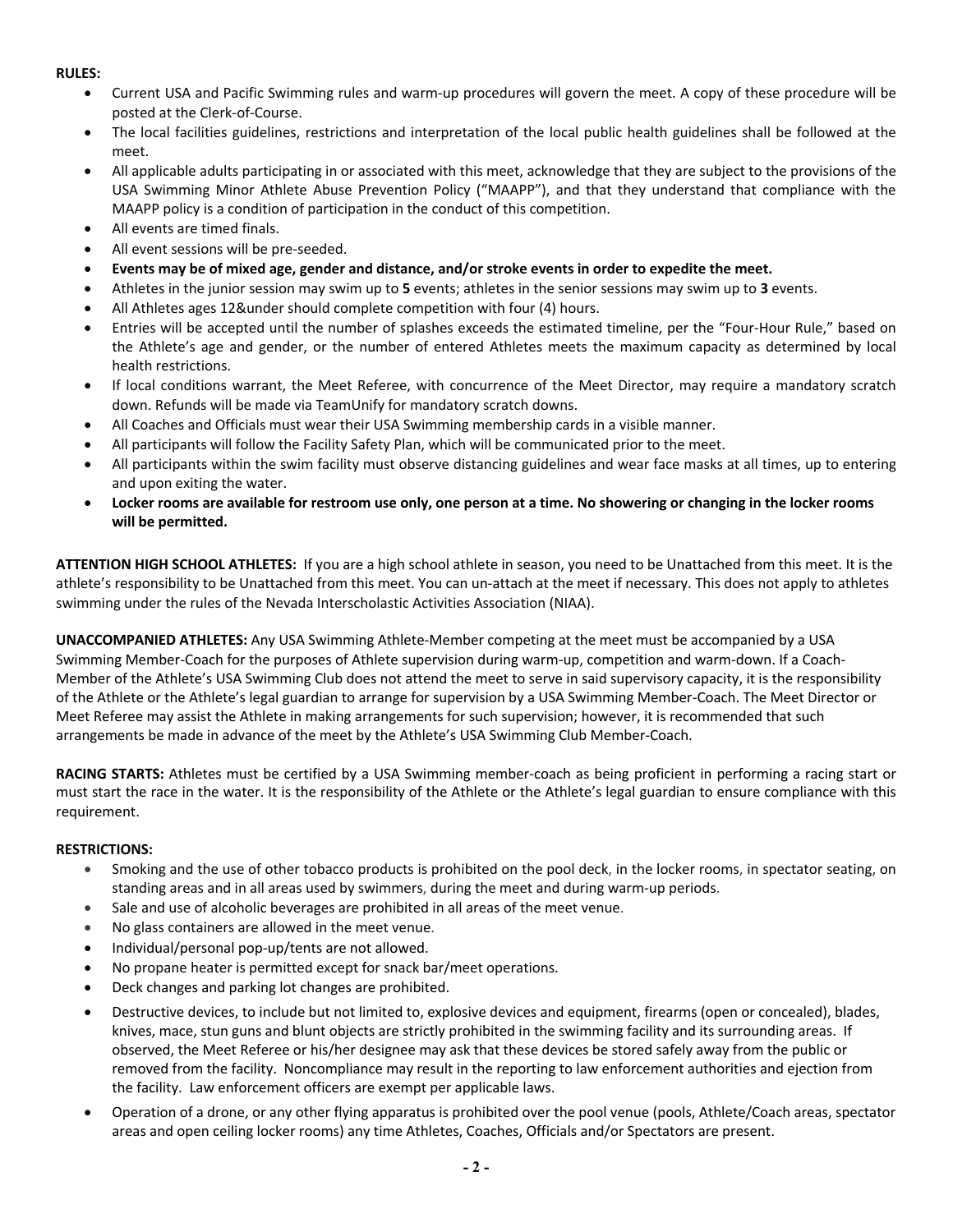**RULES:**

- Current USA and Pacific Swimming rules and warm-up procedures will govern the meet. A copy of these procedure will be posted at the Clerk-of-Course.
- The local facilities guidelines, restrictions and interpretation of the local public health guidelines shall be followed at the meet.
- All applicable adults participating in or associated with this meet, acknowledge that they are subject to the provisions of the USA Swimming Minor Athlete Abuse Prevention Policy ("MAAPP"), and that they understand that compliance with the MAAPP policy is a condition of participation in the conduct of this competition.
- All events are timed finals.
- All event sessions will be pre-seeded.
- **Events may be of mixed age, gender and distance, and/or stroke events in order to expedite the meet.**
- Athletes in the junior session may swim up to **5** events; athletes in the senior sessions may swim up to **3** events.
- All Athletes ages 12&under should complete competition with four (4) hours.
- Entries will be accepted until the number of splashes exceeds the estimated timeline, per the "Four-Hour Rule," based on the Athlete's age and gender, or the number of entered Athletes meets the maximum capacity as determined by local health restrictions.
- If local conditions warrant, the Meet Referee, with concurrence of the Meet Director, may require a mandatory scratch down. Refunds will be made via TeamUnify for mandatory scratch downs.
- All Coaches and Officials must wear their USA Swimming membership cards in a visible manner.
- All participants will follow the Facility Safety Plan, which will be communicated prior to the meet.
- All participants within the swim facility must observe distancing guidelines and wear face masks at all times, up to entering and upon exiting the water.
- **Locker rooms are available for restroom use only, one person at a time. No showering or changing in the locker rooms will be permitted.**

**ATTENTION HIGH SCHOOL ATHLETES:** If you are a high school athlete in season, you need to be Unattached from this meet. It is the athlete's responsibility to be Unattached from this meet. You can un-attach at the meet if necessary. This does not apply to athletes swimming under the rules of the Nevada Interscholastic Activities Association (NIAA).

**UNACCOMPANIED ATHLETES:** Any USA Swimming Athlete-Member competing at the meet must be accompanied by a USA Swimming Member-Coach for the purposes of Athlete supervision during warm-up, competition and warm-down. If a Coach-Member of the Athlete's USA Swimming Club does not attend the meet to serve in said supervisory capacity, it is the responsibility of the Athlete or the Athlete's legal guardian to arrange for supervision by a USA Swimming Member-Coach. The Meet Director or Meet Referee may assist the Athlete in making arrangements for such supervision; however, it is recommended that such arrangements be made in advance of the meet by the Athlete's USA Swimming Club Member-Coach.

**RACING STARTS:** Athletes must be certified by a USA Swimming member-coach as being proficient in performing a racing start or must start the race in the water. It is the responsibility of the Athlete or the Athlete's legal guardian to ensure compliance with this requirement.

**RESTRICTIONS:**

- Smoking and the use of other tobacco products is prohibited on the pool deck, in the locker rooms, in spectator seating, on standing areas and in all areas used by swimmers, during the meet and during warm-up periods.
- Sale and use of alcoholic beverages are prohibited in all areas of the meet venue.
- No glass containers are allowed in the meet venue.
- Individual/personal pop-up/tents are not allowed.
- No propane heater is permitted except for snack bar/meet operations.
- Deck changes and parking lot changes are prohibited.
- Destructive devices, to include but not limited to, explosive devices and equipment, firearms (open or concealed), blades, knives, mace, stun guns and blunt objects are strictly prohibited in the swimming facility and its surrounding areas. If observed, the Meet Referee or his/her designee may ask that these devices be stored safely away from the public or removed from the facility. Noncompliance may result in the reporting to law enforcement authorities and ejection from the facility. Law enforcement officers are exempt per applicable laws.
- Operation of a drone, or any other flying apparatus is prohibited over the pool venue (pools, Athlete/Coach areas, spectator areas and open ceiling locker rooms) any time Athletes, Coaches, Officials and/or Spectators are present.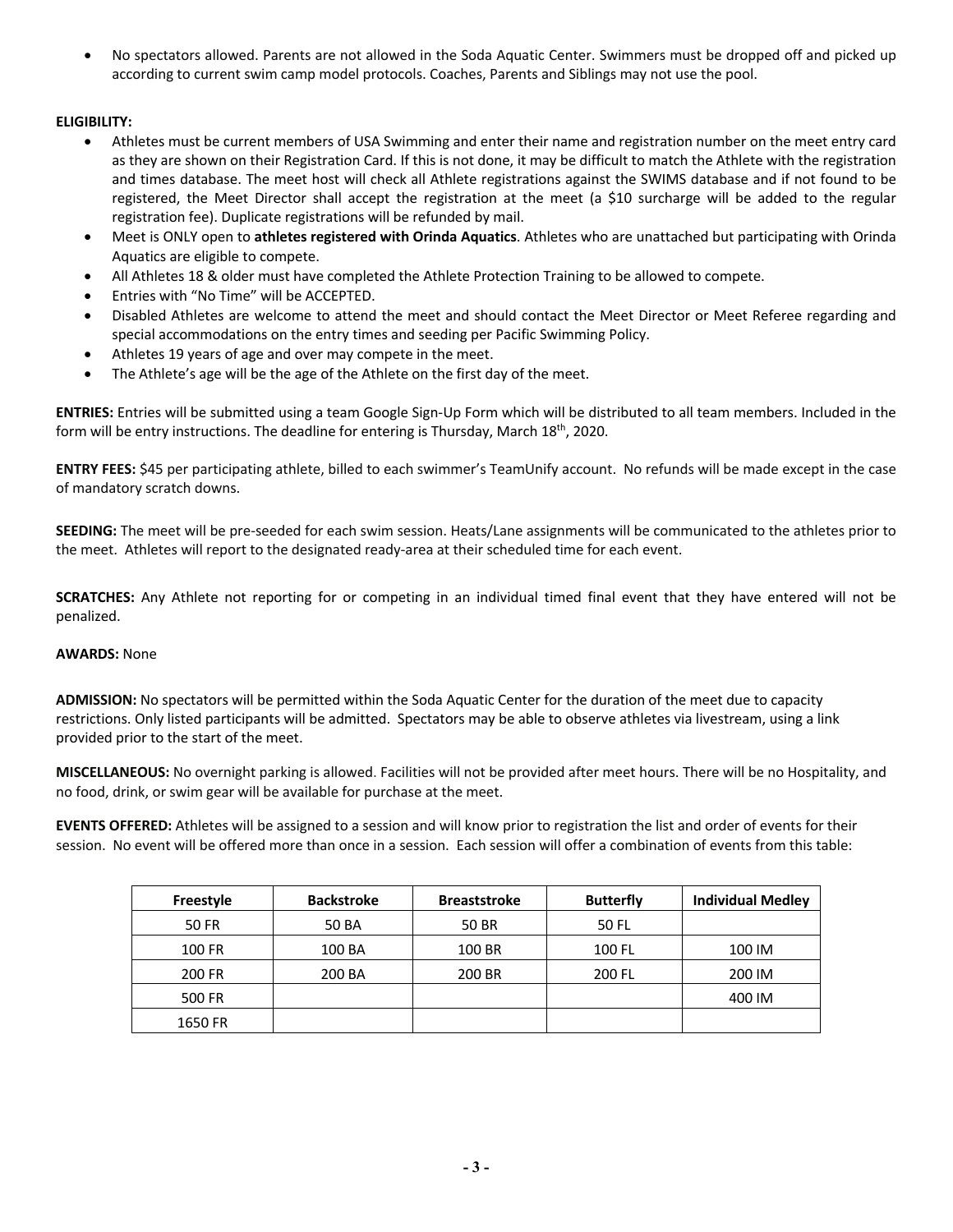- No spectators allowed. Parents are not allowed in the Soda Aquatic Center. Swimmers must be dropped off and picked up according to current swim camp model protocols. Coaches, Parents and Siblings may not use the pool.

**ELIGIBILITY:**

- Athletes must be current members of USA Swimming and enter their name and registration number on the meet entry card as they are shown on their Registration Card. If this is not done, it may be difficult to match the Athlete with the registration and times database. The meet host will check all Athlete registrations against the SWIMS database and if not found to be registered, the Meet Director shall accept the registration at the meet (a $10 surcharge will be added to the regular registration fee). Duplicate registrations will be refunded by mail.
- Meet is ONLY open to **athletes registered with Orinda Aquatics**. Athletes who are unattached but participating with Orinda Aquatics are eligible to compete.
- All Athletes 18 & older must have completed the Athlete Protection Training to be allowed to compete.
- Entries with "No Time" will be ACCEPTED.
- Disabled Athletes are welcome to attend the meet and should contact the Meet Director or Meet Referee regarding and special accommodations on the entry times and seeding per Pacific Swimming Policy.
- Athletes 19 years of age and over may compete in the meet.
- The Athlete's age will be the age of the Athlete on the first day of the meet.

**ENTRIES:** Entries will be submitted using a team Google Sign-Up Form which will be distributed to all team members. Included in the form will be entry instructions. The deadline for entering is Thursday, March 18th, 2020.

**ENTRY FEES:** $45 per participating athlete, billed to each swimmer's TeamUnify account. No refunds will be made except in the case of mandatory scratch downs.

**SEEDING:** The meet will be pre-seeded for each swim session. Heats/Lane assignments will be communicated to the athletes prior to the meet. Athletes will report to the designated ready-area at their scheduled time for each event.

**SCRATCHES:** Any Athlete not reporting for or competing in an individual timed final event that they have entered will not be penalized.

**AWARDS:** None

**ADMISSION:** No spectators will be permitted within the Soda Aquatic Center for the duration of the meet due to capacity restrictions. Only listed participants will be admitted. Spectators may be able to observe athletes via livestream, using a link provided prior to the start of the meet.

**MISCELLANEOUS:** No overnight parking is allowed. Facilities will not be provided after meet hours. There will be no Hospitality, and no food, drink, or swim gear will be available for purchase at the meet.

**EVENTS OFFERED:** Athletes will be assigned to a session and will know prior to registration the list and order of events for their session. No event will be offered more than once in a session. Each session will offer a combination of events from this table:

| Freestyle | Backstroke | Breaststroke | Butterfly | Individual Medley |
|---|---|---|---|---|
| 50 FR | 50 BA | 50 BR | 50 FL | |
| 100 FR | 100 BA | 100 BR | 100 FL | 100 IM |
| 200 FR | 200 BA | 200 BR | 200 FL | 200 IM |
| 500 FR | | | | 400 IM |
| 1650 FR | | | | |